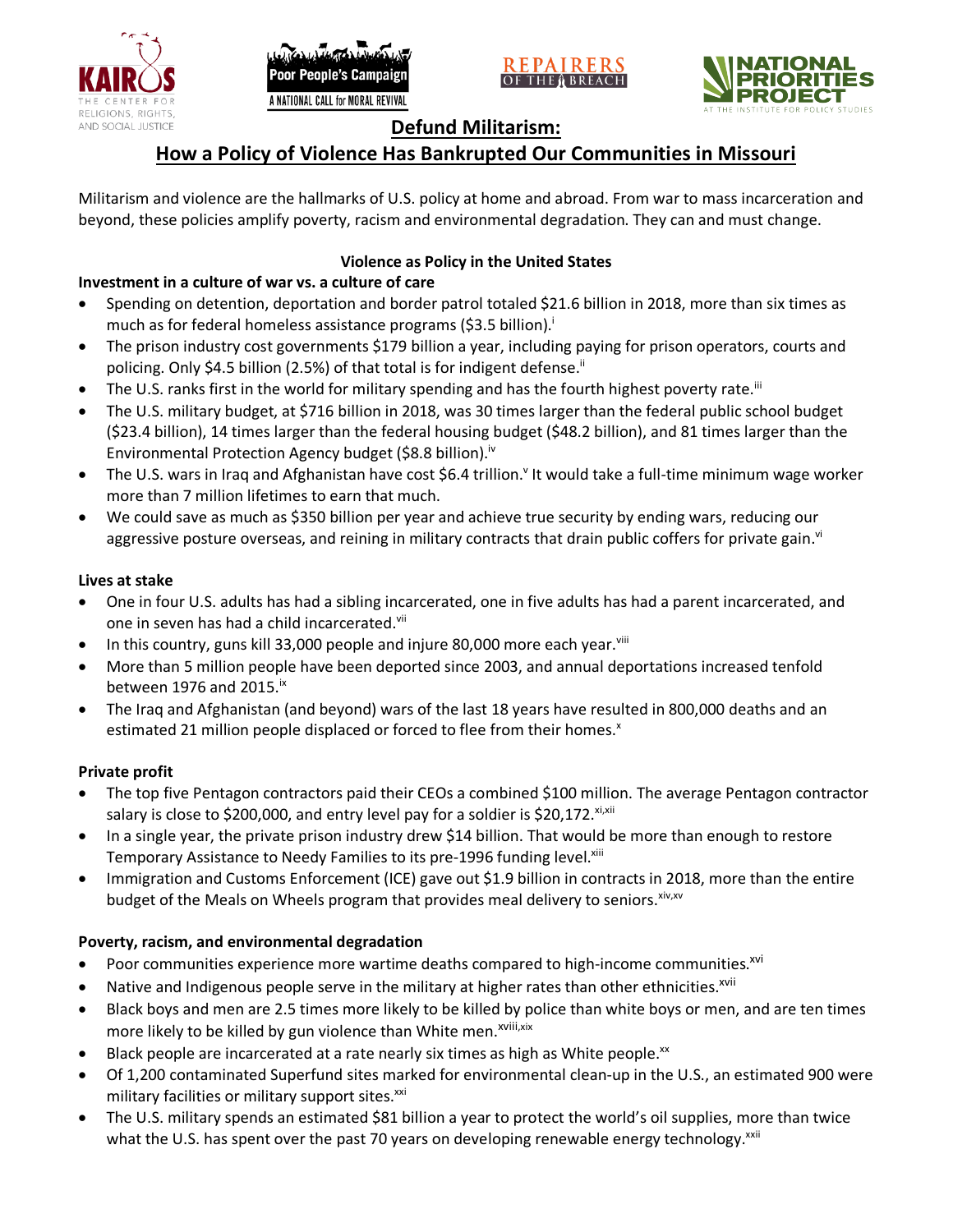# Defund Militarism:

## How a Policy of Violence Has Bankrupted Our Communities in Missouri

Militarism and violence are the hallmarks of U.S. policy at home and abroad. From war to mass incarceration and beyond, these policies amplify poverty, racism and environmental degradation. They can and must change.

### Violence as Policy in the United States

**Investment in a culture of war vs. a culture of care**

- Spending on detention, deportation and border patrol totaled $21.6 billion in 2018, more than six times as much as for federal homeless assistance programs ($3.5 billion).[i]
- The prison industry cost governments $179 billion a year, including paying for prison operators, courts and policing. Only $4.5 billion (2.5%) of that total is for indigent defense.[ii]
- The U.S. ranks first in the world for military spending and has the fourth highest poverty rate.[iii]
- The U.S. military budget, at $716 billion in 2018, was 30 times larger than the federal public school budget ($23.4 billion), 14 times larger than the federal housing budget ($48.2 billion), and 81 times larger than the Environmental Protection Agency budget ($8.8 billion).[iv]
- The U.S. wars in Iraq and Afghanistan have cost $6.4 trillion.[v] It would take a full-time minimum wage worker more than 7 million lifetimes to earn that much.
- We could save as much as $350 billion per year and achieve true security by ending wars, reducing our aggressive posture overseas, and reining in military contracts that drain public coffers for private gain.[vi]

**Lives at stake**

- One in four U.S. adults has had a sibling incarcerated, one in five adults has had a parent incarcerated, and one in seven has had a child incarcerated.[vii]
- In this country, guns kill 33,000 people and injure 80,000 more each year.[viii]
- More than 5 million people have been deported since 2003, and annual deportations increased tenfold between 1976 and 2015.[ix]
- The Iraq and Afghanistan (and beyond) wars of the last 18 years have resulted in 800,000 deaths and an estimated 21 million people displaced or forced to flee from their homes.[x]

**Private profit**

- The top five Pentagon contractors paid their CEOs a combined $100 million. The average Pentagon contractor salary is close to $200,000, and entry level pay for a soldier is $20,172.[xi,xii]
- In a single year, the private prison industry drew $14 billion. That would be more than enough to restore Temporary Assistance to Needy Families to its pre-1996 funding level.[xiii]
- Immigration and Customs Enforcement (ICE) gave out $1.9 billion in contracts in 2018, more than the entire budget of the Meals on Wheels program that provides meal delivery to seniors.[xiv,xv]

**Poverty, racism, and environmental degradation**

- Poor communities experience more wartime deaths compared to high-income communities.[xvi]
- Native and Indigenous people serve in the military at higher rates than other ethnicities.[xvii]
- Black boys and men are 2.5 times more likely to be killed by police than white boys or men, and are ten times more likely to be killed by gun violence than White men.[xviii,xix]
- Black people are incarcerated at a rate nearly six times as high as White people.[xx]
- Of 1,200 contaminated Superfund sites marked for environmental clean-up in the U.S., an estimated 900 were military facilities or military support sites.[xxi]
- The U.S. military spends an estimated $81 billion a year to protect the world's oil supplies, more than twice what the U.S. has spent over the past 70 years on developing renewable energy technology.[xxii]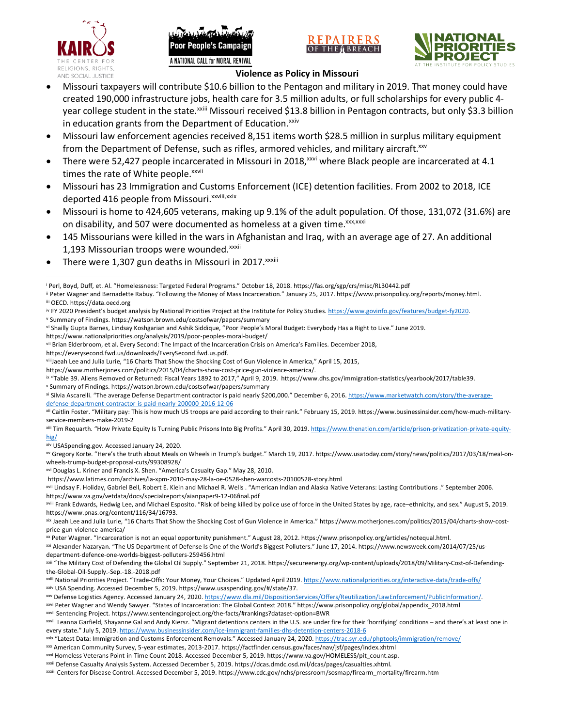## Violence as Policy in Missouri

- Missouri taxpayers will contribute $10.6 billion to the Pentagon and military in 2019. That money could have created 190,000 infrastructure jobs, health care for 3.5 million adults, or full scholarships for every public 4-year college student in the state.[xxiii] Missouri received $13.8 billion in Pentagon contracts, but only $3.3 billion in education grants from the Department of Education.[xxiv]
- Missouri law enforcement agencies received 8,151 items worth $28.5 million in surplus military equipment from the Department of Defense, such as rifles, armored vehicles, and military aircraft.[xxv]
- There were 52,427 people incarcerated in Missouri in 2018,[xxvi] where Black people are incarcerated at 4.1 times the rate of White people.[xxvii]
- Missouri has 23 Immigration and Customs Enforcement (ICE) detention facilities. From 2002 to 2018, ICE deported 416 people from Missouri.[xxviii,xxix]
- Missouri is home to 424,605 veterans, making up 9.1% of the adult population. Of those, 131,072 (31.6%) are on disability, and 507 were documented as homeless at a given time.[xxx,xxxi]
- 145 Missourians were killed in the wars in Afghanistan and Iraq, with an average age of 27. An additional 1,193 Missourian troops were wounded.[xxxii]
- There were 1,307 gun deaths in Missouri in 2017.[xxxiii]

---

[i] Perl, Boyd, Duff, et. Al. "Homelessness: Targeted Federal Programs." October 18, 2018. https://fas.org/sgp/crs/misc/RL30442.pdf

[ii] Peter Wagner and Bernadette Rabuy. "Following the Money of Mass Incarceration." January 25, 2017. https://www.prisonpolicy.org/reports/money.html.

[iii] OECD. https://data.oecd.org

[iv] FY 2020 President's budget analysis by National Priorities Project at the Institute for Policy Studies. https://www.govinfo.gov/features/budget-fy2020.

[v] Summary of Findings. https://watson.brown.edu/costsofwar/papers/summary

[vi] Shailly Gupta Barnes, Lindsay Koshgarian and Ashik Siddique, "Poor People's Moral Budget: Everybody Has a Right to Live." June 2019. https://www.nationalpriorities.org/analysis/2019/poor-peoples-moral-budget/

[vii] Brian Elderbroom, et al. Every Second: The Impact of the Incarceration Crisis on America's Families. December 2018, https://everysecond.fwd.us/downloads/EverySecond.fwd.us.pdf.

[viii] Jaeah Lee and Julia Lurie, "16 Charts That Show the Shocking Cost of Gun Violence in America," April 15, 2015, https://www.motherjones.com/politics/2015/04/charts-show-cost-price-gun-violence-america/.

[ix] "Table 39. Aliens Removed or Returned: Fiscal Years 1892 to 2017," April 9, 2019. https://www.dhs.gov/immigration-statistics/yearbook/2017/table39.

[x] Summary of Findings. https://watson.brown.edu/costsofwar/papers/summary

[xi] Silvia Ascarelli. "The average Defense Department contractor is paid nearly $200,000." December 6, 2016. https://www.marketwatch.com/story/the-average-defense-department-contractor-is-paid-nearly-200000-2016-12-06

[xii] Caitlin Foster. "Military pay: This is how much US troops are paid according to their rank." February 15, 2019. https://www.businessinsider.com/how-much-military-service-members-make-2019-2

[xiii] Tim Requarth. "How Private Equity Is Turning Public Prisons Into Big Profits." April 30, 2019. https://www.thenation.com/article/prison-privatization-private-equity-hig/

[xiv] USASpending.gov. Accessed January 24, 2020.

[xv] Gregory Korte. "Here's the truth about Meals on Wheels in Trump's budget." March 19, 2017. https://www.usatoday.com/story/news/politics/2017/03/18/meal-on-wheels-trump-budget-proposal-cuts/99308928/

[xvi] Douglas L. Kriner and Francis X. Shen. "America's Casualty Gap." May 28, 2010. https://www.latimes.com/archives/la-xpm-2010-may-28-la-oe-0528-shen-warcosts-20100528-story.html

[xvii] Lindsay F. Holiday, Gabriel Bell, Robert E. Klein and Michael R. Wells . "American Indian and Alaska Native Veterans: Lasting Contributions ." September 2006. https://www.va.gov/vetdata/docs/specialreports/aianpaper9-12-06final.pdf

[xviii] Frank Edwards, Hedwig Lee, and Michael Esposito. "Risk of being killed by police use of force in the United States by age, race–ethnicity, and sex." August 5, 2019. https://www.pnas.org/content/116/34/16793.

[xix] Jaeah Lee and Julia Lurie, "16 Charts That Show the Shocking Cost of Gun Violence in America." https://www.motherjones.com/politics/2015/04/charts-show-cost-price-gun-violence-america/

[xx] Peter Wagner. "Incarceration is not an equal opportunity punishment." August 28, 2012. https://www.prisonpolicy.org/articles/notequal.html.

[xxi] Alexander Nazaryan. "The US Department of Defense Is One of the World's Biggest Polluters." June 17, 2014. https://www.newsweek.com/2014/07/25/us-department-defence-one-worlds-biggest-polluters-259456.html

[xxii] "The Military Cost of Defending the Global Oil Supply." September 21, 2018. https://secureenergy.org/wp-content/uploads/2018/09/Military-Cost-of-Defending-the-Global-Oil-Supply.-Sep.-18.-2018.pdf

[xxiii] National Priorities Project. "Trade-Offs: Your Money, Your Choices." Updated April 2019. https://www.nationalpriorities.org/interactive-data/trade-offs/

[xxiv] USA Spending. Accessed December 5, 2019. https://www.usaspending.gov/#/state/37.

[xxv] Defense Logistics Agency. Accessed January 24, 2020. https://www.dla.mil/DispositionServices/Offers/Reutilization/LawEnforcement/PublicInformation/.

[xxvi] Peter Wagner and Wendy Sawyer. "States of Incarceration: The Global Context 2018." https://www.prisonpolicy.org/global/appendix_2018.html

[xxvii] Sentencing Project. https://www.sentencingproject.org/the-facts/#rankings?dataset-option=BWR

[xxviii] Leanna Garfield, Shayanne Gal and Andy Kiersz. "Migrant detentions centers in the U.S. are under fire for their 'horrifying' conditions – and there's at least one in every state." July 5, 2019. https://www.businessinsider.com/ice-immigrant-families-dhs-detention-centers-2018-6

[xxix] "Latest Data: Immigration and Customs Enforcement Removals." Accessed January 24, 2020. https://trac.syr.edu/phptools/immigration/remove/

[xxx] American Community Survey, 5-year estimates, 2013-2017. https://factfinder.census.gov/faces/nav/jsf/pages/index.xhtml

[xxxi] Homeless Veterans Point-in-Time Count 2018. Accessed December 5, 2019. https://www.va.gov/HOMELESS/pit_count.asp.

[xxxii] Defense Casualty Analysis System. Accessed December 5, 2019. https://dcas.dmdc.osd.mil/dcas/pages/casualties.xhtml.

[xxxiii] Centers for Disease Control. Accessed December 5, 2019. https://www.cdc.gov/nchs/pressroom/sosmap/firearm_mortality/firearm.htm